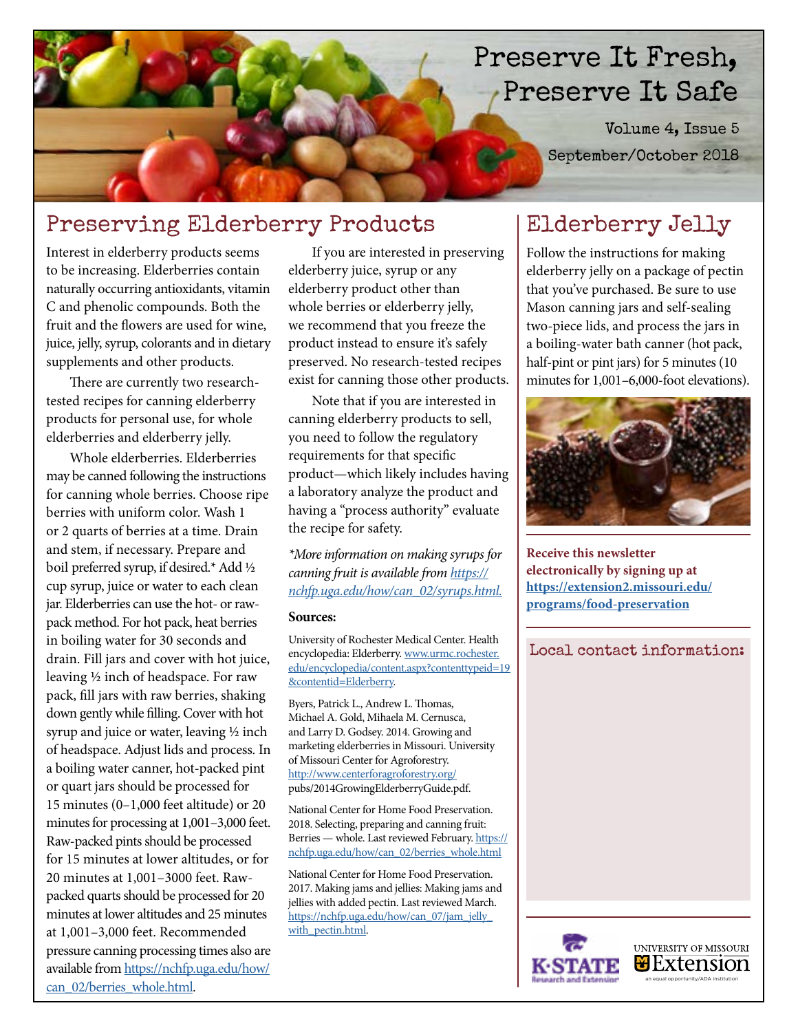# Preserve It Fresh, Preserve It Safe

Volume 4, Issue 5
September/October 2018

## Preserving Elderberry Products

Interest in elderberry products seems to be increasing. Elderberries contain naturally occurring antioxidants, vitamin C and phenolic compounds. Both the fruit and the flowers are used for wine, juice, jelly, syrup, colorants and in dietary supplements and other products.

There are currently two research-tested recipes for canning elderberry products for personal use, for whole elderberries and elderberry jelly.

Whole elderberries. Elderberries may be canned following the instructions for canning whole berries. Choose ripe berries with uniform color. Wash 1 or 2 quarts of berries at a time. Drain and stem, if necessary. Prepare and boil preferred syrup, if desired.* Add ½ cup syrup, juice or water to each clean jar. Elderberries can use the hot- or raw-pack method. For hot pack, heat berries in boiling water for 30 seconds and drain. Fill jars and cover with hot juice, leaving ½ inch of headspace. For raw pack, fill jars with raw berries, shaking down gently while filling. Cover with hot syrup and juice or water, leaving ½ inch of headspace. Adjust lids and process. In a boiling water canner, hot-packed pint or quart jars should be processed for 15 minutes (0–1,000 feet altitude) or 20 minutes for processing at 1,001–3,000 feet. Raw-packed pints should be processed for 15 minutes at lower altitudes, or for 20 minutes at 1,001–3000 feet. Raw-packed quarts should be processed for 20 minutes at lower altitudes and 25 minutes at 1,001–3,000 feet. Recommended pressure canning processing times also are available from https://nchfp.uga.edu/how/can_02/berries_whole.html.

If you are interested in preserving elderberry juice, syrup or any elderberry product other than whole berries or elderberry jelly, we recommend that you freeze the product instead to ensure it's safely preserved. No research-tested recipes exist for canning those other products.

Note that if you are interested in canning elderberry products to sell, you need to follow the regulatory requirements for that specific product—which likely includes having a laboratory analyze the product and having a "process authority" evaluate the recipe for safety.

*\*More information on making syrups for canning fruit is available from https://nchfp.uga.edu/how/can_02/syrups.html.*

**Sources:**

University of Rochester Medical Center. Health encyclopedia: Elderberry. www.urmc.rochester.edu/encyclopedia/content.aspx?contenttypeid=19&contentid=Elderberry.

Byers, Patrick L., Andrew L. Thomas, Michael A. Gold, Mihaela M. Cernusca, and Larry D. Godsey. 2014. Growing and marketing elderberries in Missouri. University of Missouri Center for Agroforestry. http://www.centerforagroforestry.org/pubs/2014GrowingElderberryGuide.pdf.

National Center for Home Food Preservation. 2018. Selecting, preparing and canning fruit: Berries — whole. Last reviewed February. https://nchfp.uga.edu/how/can_02/berries_whole.html

National Center for Home Food Preservation. 2017. Making jams and jellies: Making jams and jellies with added pectin. Last reviewed March. https://nchfp.uga.edu/how/can_07/jam_jelly_with_pectin.html.

## Elderberry Jelly

Follow the instructions for making elderberry jelly on a package of pectin that you've purchased. Be sure to use Mason canning jars and self-sealing two-piece lids, and process the jars in a boiling-water bath canner (hot pack, half-pint or pint jars) for 5 minutes (10 minutes for 1,001–6,000-foot elevations).

**Receive this newsletter electronically by signing up at https://extension2.missouri.edu/programs/food-preservation**

Local contact information:

K-STATE Research and Extension

University of Missouri Extension — an equal opportunity/ADA institution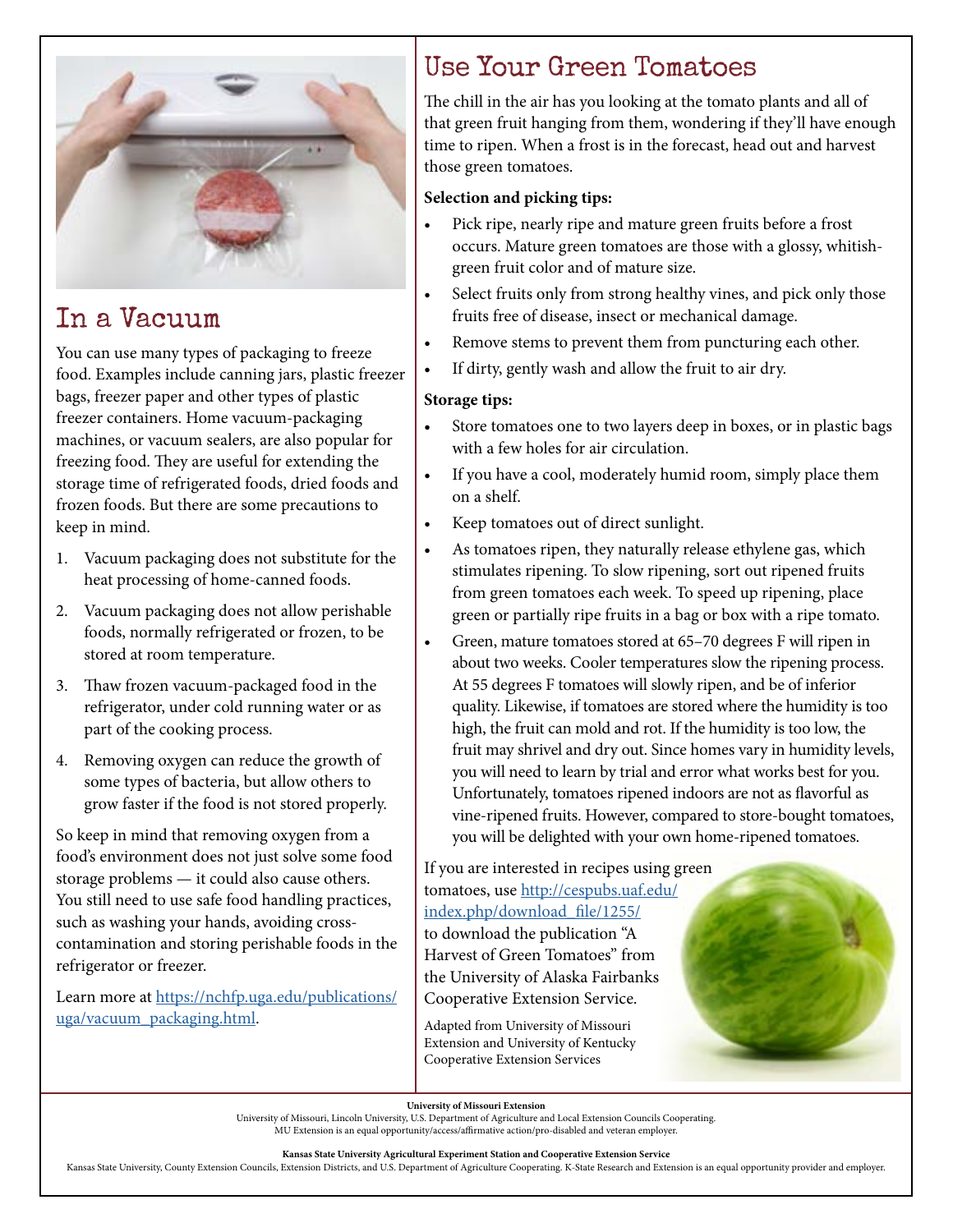## In a Vacuum

You can use many types of packaging to freeze food. Examples include canning jars, plastic freezer bags, freezer paper and other types of plastic freezer containers. Home vacuum-packaging machines, or vacuum sealers, are also popular for freezing food. They are useful for extending the storage time of refrigerated foods, dried foods and frozen foods. But there are some precautions to keep in mind.

1. Vacuum packaging does not substitute for the heat processing of home-canned foods.
2. Vacuum packaging does not allow perishable foods, normally refrigerated or frozen, to be stored at room temperature.
3. Thaw frozen vacuum-packaged food in the refrigerator, under cold running water or as part of the cooking process.
4. Removing oxygen can reduce the growth of some types of bacteria, but allow others to grow faster if the food is not stored properly.

So keep in mind that removing oxygen from a food's environment does not just solve some food storage problems — it could also cause others. You still need to use safe food handling practices, such as washing your hands, avoiding cross-contamination and storing perishable foods in the refrigerator or freezer.

Learn more at https://nchfp.uga.edu/publications/uga/vacuum_packaging.html.

## Use Your Green Tomatoes

The chill in the air has you looking at the tomato plants and all of that green fruit hanging from them, wondering if they'll have enough time to ripen. When a frost is in the forecast, head out and harvest those green tomatoes.

**Selection and picking tips:**

- Pick ripe, nearly ripe and mature green fruits before a frost occurs. Mature green tomatoes are those with a glossy, whitish-green fruit color and of mature size.
- Select fruits only from strong healthy vines, and pick only those fruits free of disease, insect or mechanical damage.
- Remove stems to prevent them from puncturing each other.
- If dirty, gently wash and allow the fruit to air dry.

**Storage tips:**

- Store tomatoes one to two layers deep in boxes, or in plastic bags with a few holes for air circulation.
- If you have a cool, moderately humid room, simply place them on a shelf.
- Keep tomatoes out of direct sunlight.
- As tomatoes ripen, they naturally release ethylene gas, which stimulates ripening. To slow ripening, sort out ripened fruits from green tomatoes each week. To speed up ripening, place green or partially ripe fruits in a bag or box with a ripe tomato.
- Green, mature tomatoes stored at 65–70 degrees F will ripen in about two weeks. Cooler temperatures slow the ripening process. At 55 degrees F tomatoes will slowly ripen, and be of inferior quality. Likewise, if tomatoes are stored where the humidity is too high, the fruit can mold and rot. If the humidity is too low, the fruit may shrivel and dry out. Since homes vary in humidity levels, you will need to learn by trial and error what works best for you. Unfortunately, tomatoes ripened indoors are not as flavorful as vine-ripened fruits. However, compared to store-bought tomatoes, you will be delighted with your own home-ripened tomatoes.

If you are interested in recipes using green tomatoes, use http://cespubs.uaf.edu/index.php/download_file/1255/ to download the publication "A Harvest of Green Tomatoes" from the University of Alaska Fairbanks Cooperative Extension Service.

Adapted from University of Missouri Extension and University of Kentucky Cooperative Extension Services

**University of Missouri Extension**

University of Missouri, Lincoln University, U.S. Department of Agriculture and Local Extension Councils Cooperating.
MU Extension is an equal opportunity/access/affirmative action/pro-disabled and veteran employer.

**Kansas State University Agricultural Experiment Station and Cooperative Extension Service**

Kansas State University, County Extension Councils, Extension Districts, and U.S. Department of Agriculture Cooperating. K-State Research and Extension is an equal opportunity provider and employer.